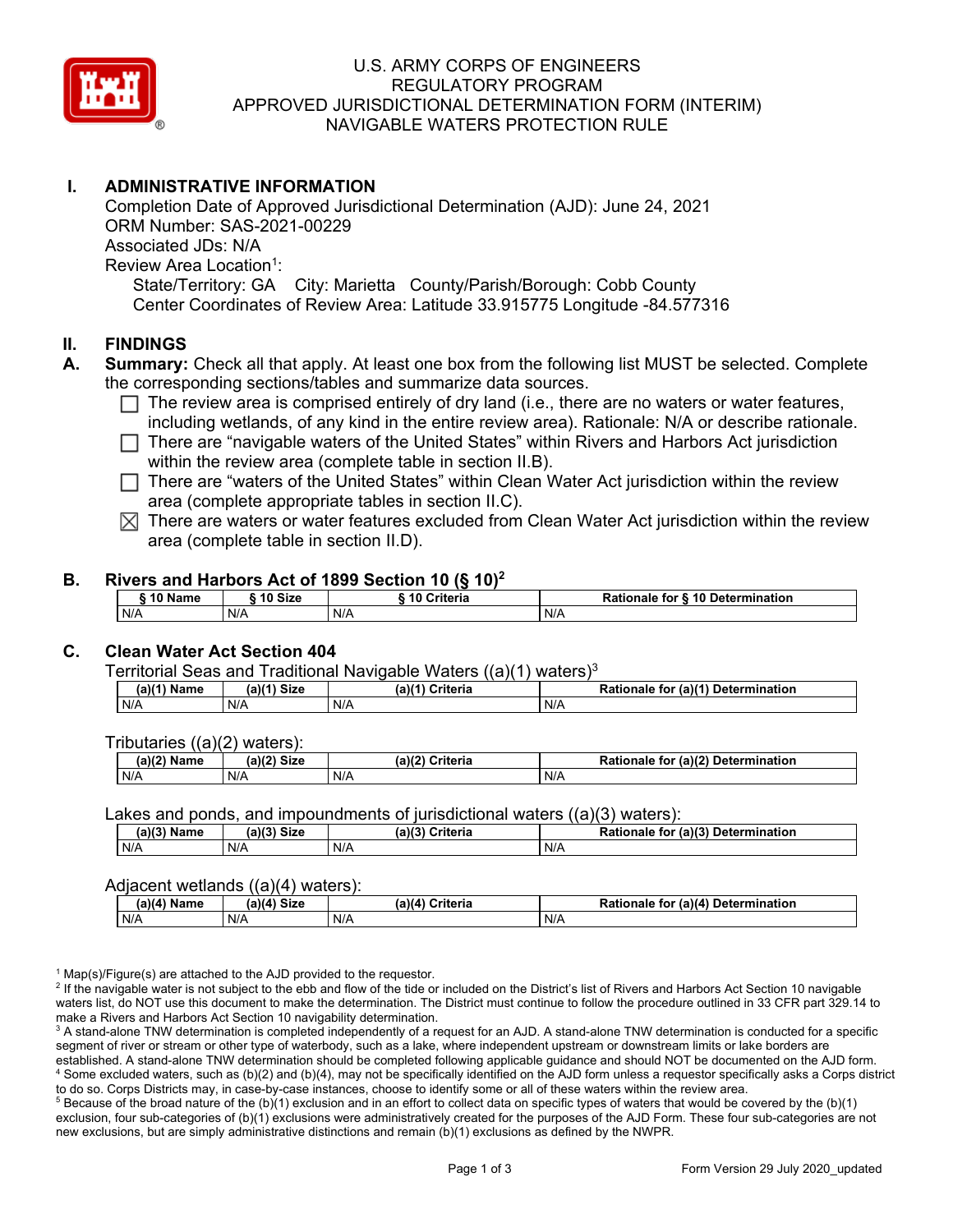# U.S. ARMY CORPS OF ENGINEERS
# REGULATORY PROGRAM
# APPROVED JURISDICTIONAL DETERMINATION FORM (INTERIM)
# NAVIGABLE WATERS PROTECTION RULE

## I. ADMINISTRATIVE INFORMATION

Completion Date of Approved Jurisdictional Determination (AJD): June 24, 2021
ORM Number: SAS-2021-00229
Associated JDs: N/A
Review Area Location[1]:
State/Territory: GA City: Marietta County/Parish/Borough: Cobb County
Center Coordinates of Review Area: Latitude 33.915775 Longitude -84.577316

## II. FINDINGS

**A. Summary:** Check all that apply. At least one box from the following list MUST be selected. Complete the corresponding sections/tables and summarize data sources.

- ☐ The review area is comprised entirely of dry land (i.e., there are no waters or water features, including wetlands, of any kind in the entire review area). Rationale: N/A or describe rationale.
- ☐ There are "navigable waters of the United States" within Rivers and Harbors Act jurisdiction within the review area (complete table in section II.B).
- ☐ There are "waters of the United States" within Clean Water Act jurisdiction within the review area (complete appropriate tables in section II.C).
- ☒ There are waters or water features excluded from Clean Water Act jurisdiction within the review area (complete table in section II.D).

**B. Rivers and Harbors Act of 1899 Section 10 (§ 10)[2]**

| § 10 Name | § 10 Size | § 10 Criteria | Rationale for § 10 Determination |
|---|---|---|---|
| N/A | N/A | N/A | N/A |

**C. Clean Water Act Section 404**

Territorial Seas and Traditional Navigable Waters ((a)(1) waters)[3]

| (a)(1) Name | (a)(1) Size | (a)(1) Criteria | Rationale for (a)(1) Determination |
|---|---|---|---|
| N/A | N/A | N/A | N/A |

Tributaries ((a)(2) waters):

| (a)(2) Name | (a)(2) Size | (a)(2) Criteria | Rationale for (a)(2) Determination |
|---|---|---|---|
| N/A | N/A | N/A | N/A |

Lakes and ponds, and impoundments of jurisdictional waters ((a)(3) waters):

| (a)(3) Name | (a)(3) Size | (a)(3) Criteria | Rationale for (a)(3) Determination |
|---|---|---|---|
| N/A | N/A | N/A | N/A |

Adjacent wetlands ((a)(4) waters):

| (a)(4) Name | (a)(4) Size | (a)(4) Criteria | Rationale for (a)(4) Determination |
|---|---|---|---|
| N/A | N/A | N/A | N/A |

[1] Map(s)/Figure(s) are attached to the AJD provided to the requestor.
[2] If the navigable water is not subject to the ebb and flow of the tide or included on the District's list of Rivers and Harbors Act Section 10 navigable waters list, do NOT use this document to make the determination. The District must continue to follow the procedure outlined in 33 CFR part 329.14 to make a Rivers and Harbors Act Section 10 navigability determination.
[3] A stand-alone TNW determination is completed independently of a request for an AJD. A stand-alone TNW determination is conducted for a specific segment of river or stream or other type of waterbody, such as a lake, where independent upstream or downstream limits or lake borders are established. A stand-alone TNW determination should be completed following applicable guidance and should NOT be documented on the AJD form.
[4] Some excluded waters, such as (b)(2) and (b)(4), may not be specifically identified on the AJD form unless a requestor specifically asks a Corps district to do so. Corps Districts may, in case-by-case instances, choose to identify some or all of these waters within the review area.
[5] Because of the broad nature of the (b)(1) exclusion and in an effort to collect data on specific types of waters that would be covered by the (b)(1) exclusion, four sub-categories of (b)(1) exclusions were administratively created for the purposes of the AJD Form. These four sub-categories are not new exclusions, but are simply administrative distinctions and remain (b)(1) exclusions as defined by the NWPR.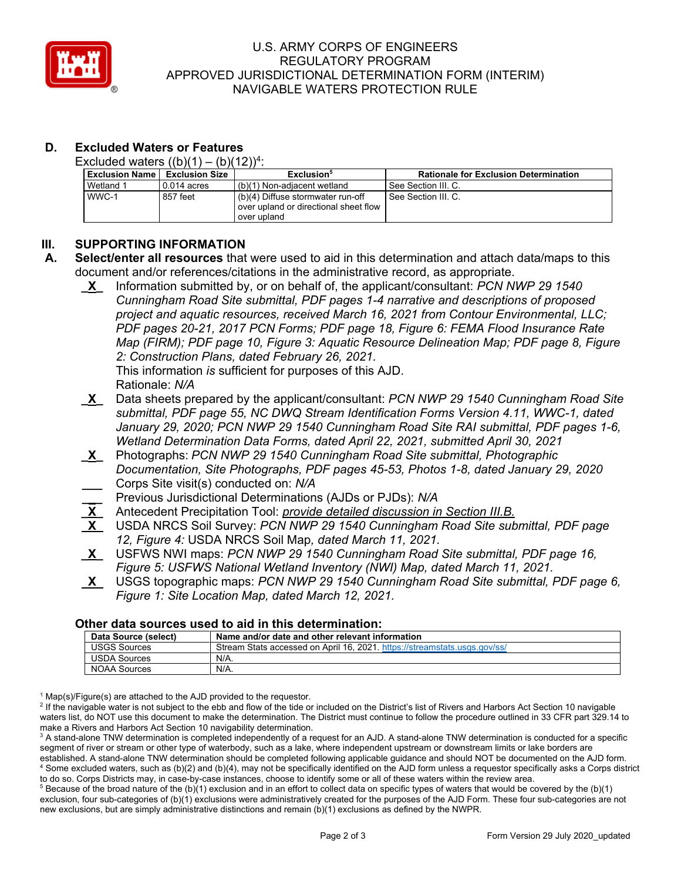### D. Excluded Waters or Features

Excluded waters ((b)(1) – (b)(12))[4]:

| Exclusion Name | Exclusion Size | Exclusion[5] | Rationale for Exclusion Determination |
|---|---|---|---|
| Wetland 1 | 0.014 acres | (b)(1) Non-adjacent wetland | See Section III. C. |
| WWC-1 | 857 feet | (b)(4) Diffuse stormwater run-off over upland or directional sheet flow over upland | See Section III. C. |

## III. SUPPORTING INFORMATION

**A. Select/enter all resources** that were used to aid in this determination and attach data/maps to this document and/or references/citations in the administrative record, as appropriate.

- \_X\_ Information submitted by, or on behalf of, the applicant/consultant: *PCN NWP 29 1540 Cunningham Road Site submittal, PDF pages 1-4 narrative and descriptions of proposed project and aquatic resources, received March 16, 2021 from Contour Environmental, LLC; PDF pages 20-21, 2017 PCN Forms; PDF page 18, Figure 6: FEMA Flood Insurance Rate Map (FIRM); PDF page 10, Figure 3: Aquatic Resource Delineation Map; PDF page 8, Figure 2: Construction Plans, dated February 26, 2021.*
  This information *is* sufficient for purposes of this AJD.
  Rationale: *N/A*
- \_X\_ Data sheets prepared by the applicant/consultant: *PCN NWP 29 1540 Cunningham Road Site submittal, PDF page 55, NC DWQ Stream Identification Forms Version 4.11, WWC-1, dated January 29, 2020; PCN NWP 29 1540 Cunningham Road Site RAI submittal, PDF pages 1-6, Wetland Determination Data Forms, dated April 22, 2021, submitted April 30, 2021*
- \_X\_ Photographs: *PCN NWP 29 1540 Cunningham Road Site submittal, Photographic Documentation, Site Photographs, PDF pages 45-53, Photos 1-8, dated January 29, 2020*
- \_\_\_ Corps Site visit(s) conducted on: *N/A*
- \_\_\_ Previous Jurisdictional Determinations (AJDs or PJDs): *N/A*
- \_X\_ Antecedent Precipitation Tool: *provide detailed discussion in Section III.B.*
- \_X\_ USDA NRCS Soil Survey: *PCN NWP 29 1540 Cunningham Road Site submittal, PDF page 12, Figure 4:* USDA NRCS Soil Map, *dated March 11, 2021.*
- \_X\_ USFWS NWI maps: *PCN NWP 29 1540 Cunningham Road Site submittal, PDF page 16, Figure 5: USFWS National Wetland Inventory (NWI) Map, dated March 11, 2021.*
- \_X\_ USGS topographic maps: *PCN NWP 29 1540 Cunningham Road Site submittal, PDF page 6, Figure 1: Site Location Map, dated March 12, 2021.*

### Other data sources used to aid in this determination:

| Data Source (select) | Name and/or date and other relevant information |
|---|---|
| USGS Sources | Stream Stats accessed on April 16, 2021. https://streamstats.usgs.gov/ss/ |
| USDA Sources | N/A. |
| NOAA Sources | N/A. |

[1] Map(s)/Figure(s) are attached to the AJD provided to the requestor.
[2] If the navigable water is not subject to the ebb and flow of the tide or included on the District's list of Rivers and Harbors Act Section 10 navigable waters list, do NOT use this document to make the determination. The District must continue to follow the procedure outlined in 33 CFR part 329.14 to make a Rivers and Harbors Act Section 10 navigability determination.
[3] A stand-alone TNW determination is completed independently of a request for an AJD. A stand-alone TNW determination is conducted for a specific segment of river or stream or other type of waterbody, such as a lake, where independent upstream or downstream limits or lake borders are established. A stand-alone TNW determination should be completed following applicable guidance and should NOT be documented on the AJD form.
[4] Some excluded waters, such as (b)(2) and (b)(4), may not be specifically identified on the AJD form unless a requestor specifically asks a Corps district to do so. Corps Districts may, in case-by-case instances, choose to identify some or all of these waters within the review area.
[5] Because of the broad nature of the (b)(1) exclusion and in an effort to collect data on specific types of waters that would be covered by the (b)(1) exclusion, four sub-categories of (b)(1) exclusions were administratively created for the purposes of the AJD Form. These four sub-categories are not new exclusions, but are simply administrative distinctions and remain (b)(1) exclusions as defined by the NWPR.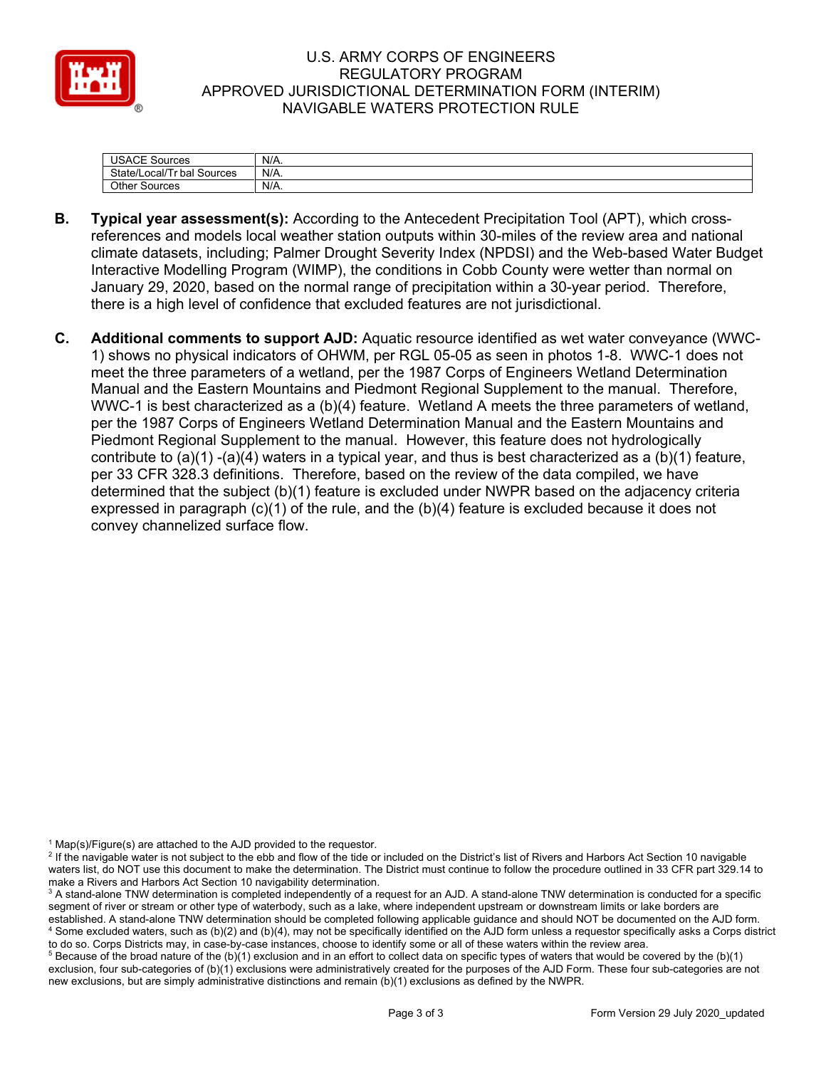| | |
|---|---|
| USACE Sources | N/A. |
| State/Local/Tribal Sources | N/A. |
| Other Sources | N/A. |

**B. Typical year assessment(s):** According to the Antecedent Precipitation Tool (APT), which cross-references and models local weather station outputs within 30-miles of the review area and national climate datasets, including; Palmer Drought Severity Index (NPDSI) and the Web-based Water Budget Interactive Modelling Program (WIMP), the conditions in Cobb County were wetter than normal on January 29, 2020, based on the normal range of precipitation within a 30-year period. Therefore, there is a high level of confidence that excluded features are not jurisdictional.

**C. Additional comments to support AJD:** Aquatic resource identified as wet water conveyance (WWC-1) shows no physical indicators of OHWM, per RGL 05-05 as seen in photos 1-8. WWC-1 does not meet the three parameters of a wetland, per the 1987 Corps of Engineers Wetland Determination Manual and the Eastern Mountains and Piedmont Regional Supplement to the manual. Therefore, WWC-1 is best characterized as a (b)(4) feature. Wetland A meets the three parameters of wetland, per the 1987 Corps of Engineers Wetland Determination Manual and the Eastern Mountains and Piedmont Regional Supplement to the manual. However, this feature does not hydrologically contribute to (a)(1) -(a)(4) waters in a typical year, and thus is best characterized as a (b)(1) feature, per 33 CFR 328.3 definitions. Therefore, based on the review of the data compiled, we have determined that the subject (b)(1) feature is excluded under NWPR based on the adjacency criteria expressed in paragraph (c)(1) of the rule, and the (b)(4) feature is excluded because it does not convey channelized surface flow.

[1] Map(s)/Figure(s) are attached to the AJD provided to the requestor.

[2] If the navigable water is not subject to the ebb and flow of the tide or included on the District's list of Rivers and Harbors Act Section 10 navigable waters list, do NOT use this document to make the determination. The District must continue to follow the procedure outlined in 33 CFR part 329.14 to make a Rivers and Harbors Act Section 10 navigability determination.

[3] A stand-alone TNW determination is completed independently of a request for an AJD. A stand-alone TNW determination is conducted for a specific segment of river or stream or other type of waterbody, such as a lake, where independent upstream or downstream limits or lake borders are established. A stand-alone TNW determination should be completed following applicable guidance and should NOT be documented on the AJD form.

[4] Some excluded waters, such as (b)(2) and (b)(4), may not be specifically identified on the AJD form unless a requestor specifically asks a Corps district to do so. Corps Districts may, in case-by-case instances, choose to identify some or all of these waters within the review area.

[5] Because of the broad nature of the (b)(1) exclusion and in an effort to collect data on specific types of waters that would be covered by the (b)(1) exclusion, four sub-categories of (b)(1) exclusions were administratively created for the purposes of the AJD Form. These four sub-categories are not new exclusions, but are simply administrative distinctions and remain (b)(1) exclusions as defined by the NWPR.